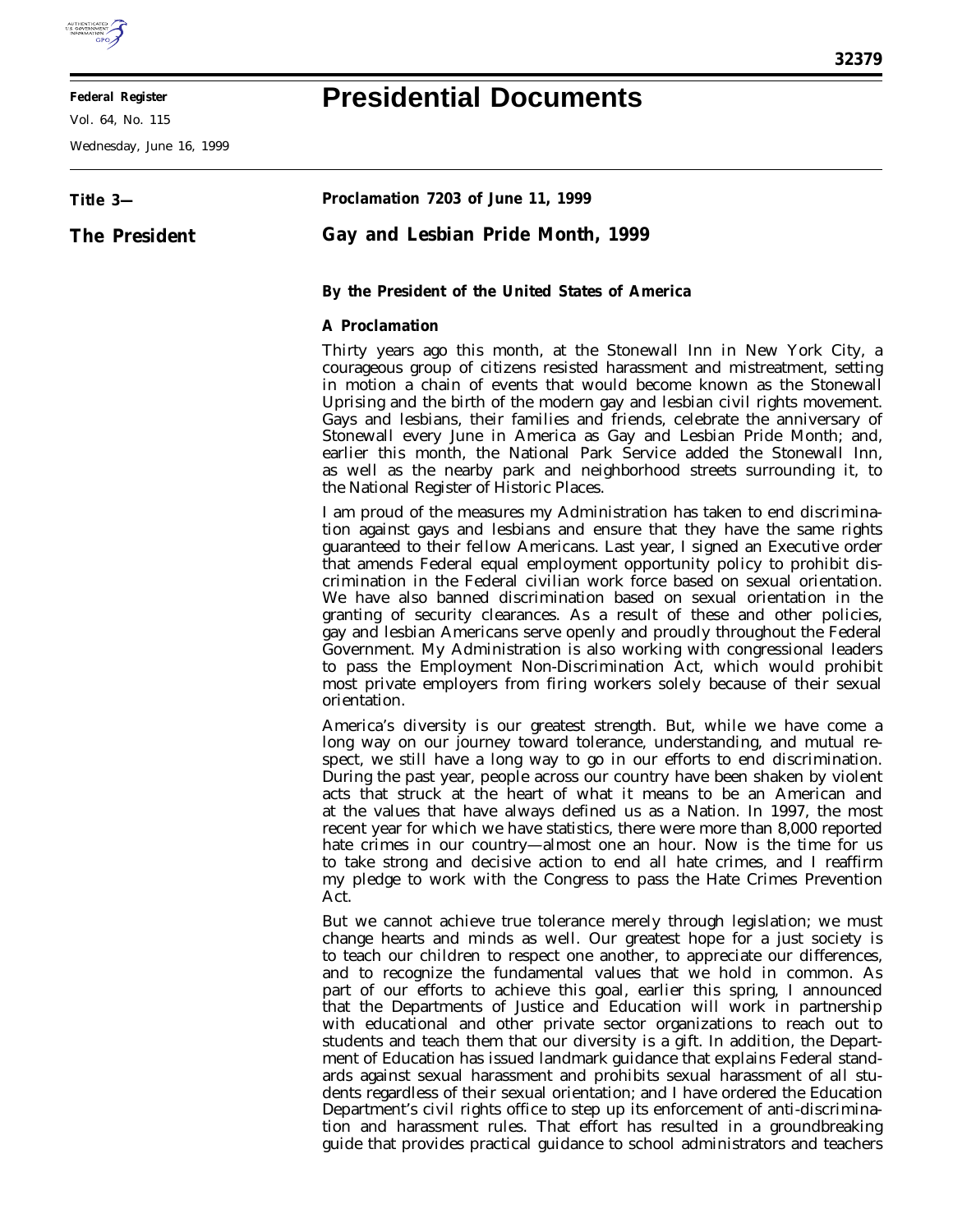**Federal Register**

Vol. 64, No. 115

Wednesday, June 16, 1999

# Presidential Documents

**Title 3—**

**The President**

**Proclamation 7203 of June 11, 1999**

## Gay and Lesbian Pride Month, 1999

**By the President of the United States of America**

**A Proclamation**

Thirty years ago this month, at the Stonewall Inn in New York City, a courageous group of citizens resisted harassment and mistreatment, setting in motion a chain of events that would become known as the Stonewall Uprising and the birth of the modern gay and lesbian civil rights movement. Gays and lesbians, their families and friends, celebrate the anniversary of Stonewall every June in America as Gay and Lesbian Pride Month; and, earlier this month, the National Park Service added the Stonewall Inn, as well as the nearby park and neighborhood streets surrounding it, to the National Register of Historic Places.

I am proud of the measures my Administration has taken to end discrimination against gays and lesbians and ensure that they have the same rights guaranteed to their fellow Americans. Last year, I signed an Executive order that amends Federal equal employment opportunity policy to prohibit discrimination in the Federal civilian work force based on sexual orientation. We have also banned discrimination based on sexual orientation in the granting of security clearances. As a result of these and other policies, gay and lesbian Americans serve openly and proudly throughout the Federal Government. My Administration is also working with congressional leaders to pass the Employment Non-Discrimination Act, which would prohibit most private employers from firing workers solely because of their sexual orientation.

America's diversity is our greatest strength. But, while we have come a long way on our journey toward tolerance, understanding, and mutual respect, we still have a long way to go in our efforts to end discrimination. During the past year, people across our country have been shaken by violent acts that struck at the heart of what it means to be an American and at the values that have always defined us as a Nation. In 1997, the most recent year for which we have statistics, there were more than 8,000 reported hate crimes in our country—almost one an hour. Now is the time for us to take strong and decisive action to end all hate crimes, and I reaffirm my pledge to work with the Congress to pass the Hate Crimes Prevention Act.

But we cannot achieve true tolerance merely through legislation; we must change hearts and minds as well. Our greatest hope for a just society is to teach our children to respect one another, to appreciate our differences, and to recognize the fundamental values that we hold in common. As part of our efforts to achieve this goal, earlier this spring, I announced that the Departments of Justice and Education will work in partnership with educational and other private sector organizations to reach out to students and teach them that our diversity is a gift. In addition, the Department of Education has issued landmark guidance that explains Federal standards against sexual harassment and prohibits sexual harassment of all students regardless of their sexual orientation; and I have ordered the Education Department's civil rights office to step up its enforcement of anti-discrimination and harassment rules. That effort has resulted in a groundbreaking guide that provides practical guidance to school administrators and teachers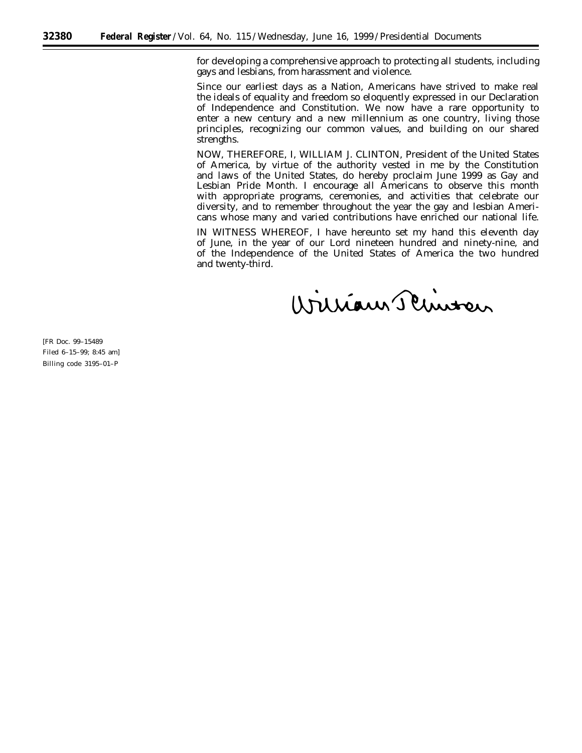for developing a comprehensive approach to protecting all students, including gays and lesbians, from harassment and violence.

Since our earliest days as a Nation, Americans have strived to make real the ideals of equality and freedom so eloquently expressed in our Declaration of Independence and Constitution. We now have a rare opportunity to enter a new century and a new millennium as one country, living those principles, recognizing our common values, and building on our shared strengths.

NOW, THEREFORE, I, WILLIAM J. CLINTON, President of the United States of America, by virtue of the authority vested in me by the Constitution and laws of the United States, do hereby proclaim June 1999 as Gay and Lesbian Pride Month. I encourage all Americans to observe this month with appropriate programs, ceremonies, and activities that celebrate our diversity, and to remember throughout the year the gay and lesbian Americans whose many and varied contributions have enriched our national life.

IN WITNESS WHEREOF, I have hereunto set my hand this eleventh day of June, in the year of our Lord nineteen hundred and ninety-nine, and of the Independence of the United States of America the two hundred and twenty-third.

William J. Clinton

[FR Doc. 99–15489
Filed 6–15–99; 8:45 am]
Billing code 3195–01–P